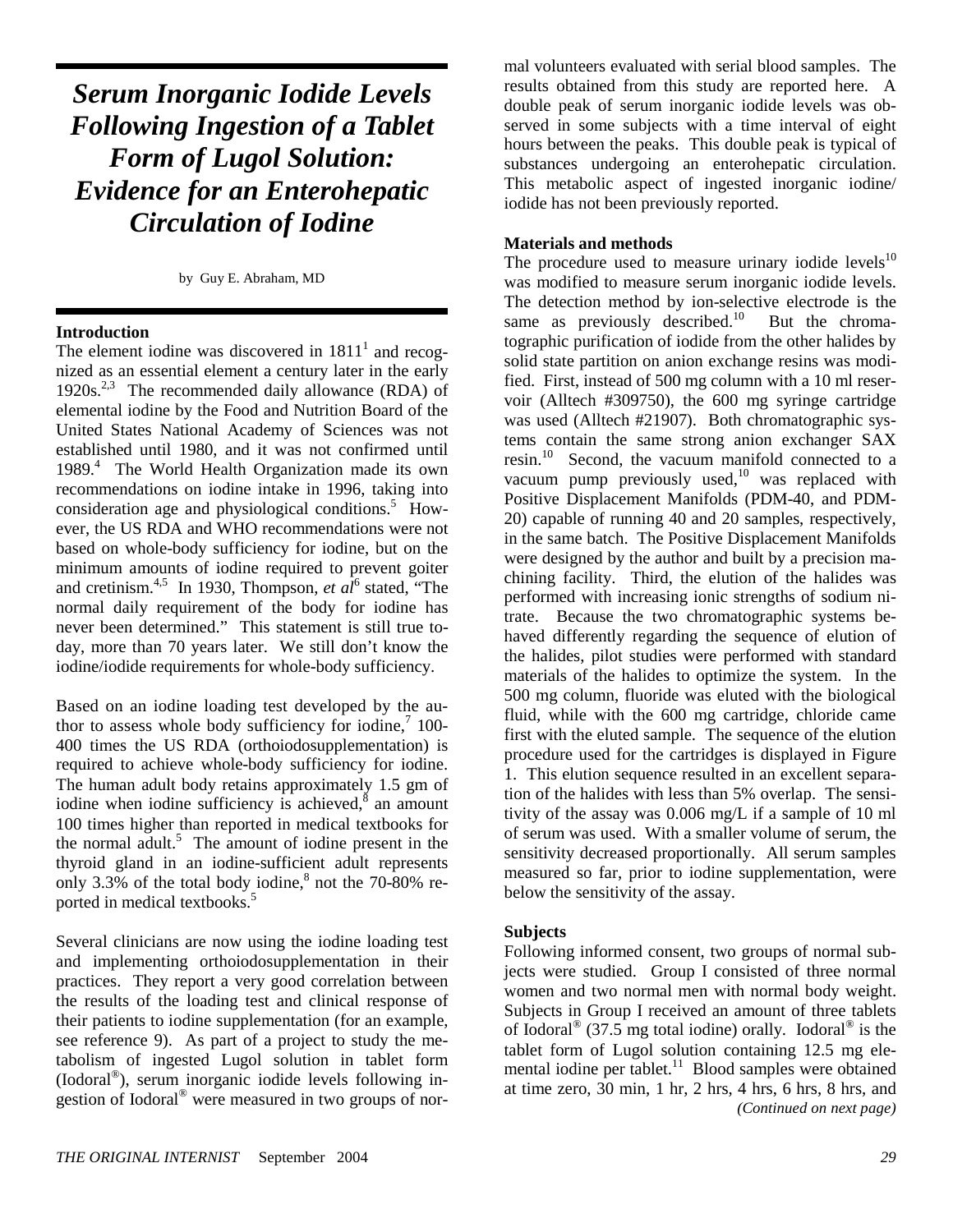# Serum Inorganic Iodide Levels Following Ingestion of a Tablet Form of Lugol Solution: Evidence for an Enterohepatic Circulation of Iodine

by Guy E. Abraham, MD

## Introduction

The element iodine was discovered in 1811[1] and recognized as an essential element a century later in the early 1920s.[2,3] The recommended daily allowance (RDA) of elemental iodine by the Food and Nutrition Board of the United States National Academy of Sciences was not established until 1980, and it was not confirmed until 1989.[4] The World Health Organization made its own recommendations on iodine intake in 1996, taking into consideration age and physiological conditions.[5] However, the US RDA and WHO recommendations were not based on whole-body sufficiency for iodine, but on the minimum amounts of iodine required to prevent goiter and cretinism.[4,5] In 1930, Thompson, *et al*[6] stated, "The normal daily requirement of the body for iodine has never been determined." This statement is still true today, more than 70 years later. We still don't know the iodine/iodide requirements for whole-body sufficiency.

Based on an iodine loading test developed by the author to assess whole body sufficiency for iodine,[7] 100-400 times the US RDA (orthoiodosupplementation) is required to achieve whole-body sufficiency for iodine. The human adult body retains approximately 1.5 gm of iodine when iodine sufficiency is achieved,[8] an amount 100 times higher than reported in medical textbooks for the normal adult.[5] The amount of iodine present in the thyroid gland in an iodine-sufficient adult represents only 3.3% of the total body iodine,[8] not the 70-80% reported in medical textbooks.[5]

Several clinicians are now using the iodine loading test and implementing orthoiodosupplementation in their practices. They report a very good correlation between the results of the loading test and clinical response of their patients to iodine supplementation (for an example, see reference 9). As part of a project to study the metabolism of ingested Lugol solution in tablet form (Iodoral®), serum inorganic iodide levels following ingestion of Iodoral® were measured in two groups of normal volunteers evaluated with serial blood samples. The results obtained from this study are reported here. A double peak of serum inorganic iodide levels was observed in some subjects with a time interval of eight hours between the peaks. This double peak is typical of substances undergoing an enterohepatic circulation. This metabolic aspect of ingested inorganic iodine/iodide has not been previously reported.

## Materials and methods

The procedure used to measure urinary iodide levels[10] was modified to measure serum inorganic iodide levels. The detection method by ion-selective electrode is the same as previously described.[10] But the chromatographic purification of iodide from the other halides by solid state partition on anion exchange resins was modified. First, instead of 500 mg column with a 10 ml reservoir (Alltech #309750), the 600 mg syringe cartridge was used (Alltech #21907). Both chromatographic systems contain the same strong anion exchanger SAX resin.[10] Second, the vacuum manifold connected to a vacuum pump previously used,[10] was replaced with Positive Displacement Manifolds (PDM-40, and PDM-20) capable of running 40 and 20 samples, respectively, in the same batch. The Positive Displacement Manifolds were designed by the author and built by a precision machining facility. Third, the elution of the halides was performed with increasing ionic strengths of sodium nitrate. Because the two chromatographic systems behaved differently regarding the sequence of elution of the halides, pilot studies were performed with standard materials of the halides to optimize the system. In the 500 mg column, fluoride was eluted with the biological fluid, while with the 600 mg cartridge, chloride came first with the eluted sample. The sequence of the elution procedure used for the cartridges is displayed in Figure 1. This elution sequence resulted in an excellent separation of the halides with less than 5% overlap. The sensitivity of the assay was 0.006 mg/L if a sample of 10 ml of serum was used. With a smaller volume of serum, the sensitivity decreased proportionally. All serum samples measured so far, prior to iodine supplementation, were below the sensitivity of the assay.

## Subjects

Following informed consent, two groups of normal subjects were studied. Group I consisted of three normal women and two normal men with normal body weight. Subjects in Group I received an amount of three tablets of Iodoral® (37.5 mg total iodine) orally. Iodoral® is the tablet form of Lugol solution containing 12.5 mg elemental iodine per tablet.[11] Blood samples were obtained at time zero, 30 min, 1 hr, 2 hrs, 4 hrs, 6 hrs, 8 hrs, and

*(Continued on next page)*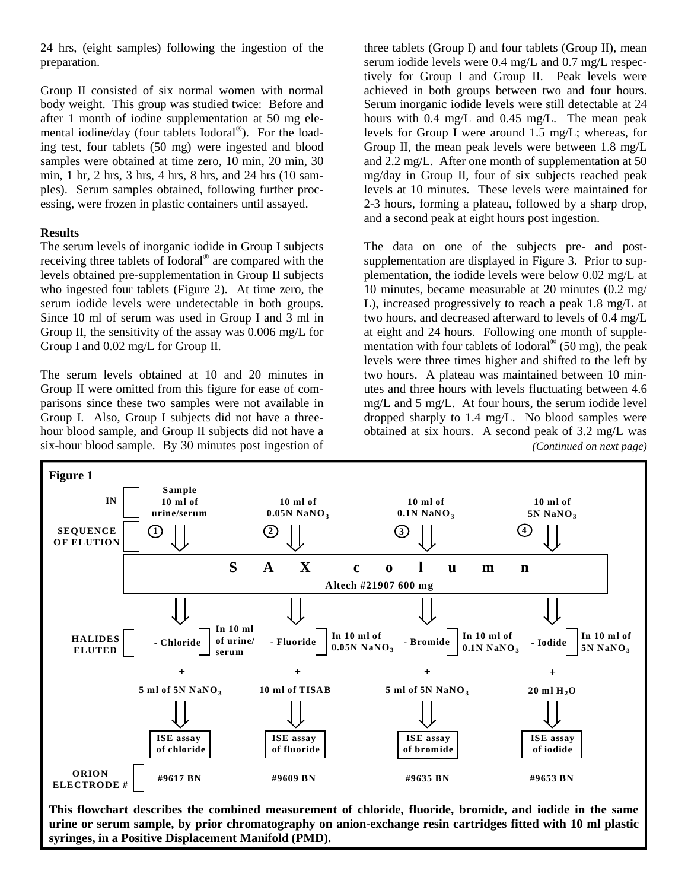24 hrs, (eight samples) following the ingestion of the preparation.

Group II consisted of six normal women with normal body weight. This group was studied twice: Before and after 1 month of iodine supplementation at 50 mg elemental iodine/day (four tablets Iodoral®). For the loading test, four tablets (50 mg) were ingested and blood samples were obtained at time zero, 10 min, 20 min, 30 min, 1 hr, 2 hrs, 3 hrs, 4 hrs, 8 hrs, and 24 hrs (10 samples). Serum samples obtained, following further processing, were frozen in plastic containers until assayed.

**Results**

The serum levels of inorganic iodide in Group I subjects receiving three tablets of Iodoral® are compared with the levels obtained pre-supplementation in Group II subjects who ingested four tablets (Figure 2). At time zero, the serum iodide levels were undetectable in both groups. Since 10 ml of serum was used in Group I and 3 ml in Group II, the sensitivity of the assay was 0.006 mg/L for Group I and 0.02 mg/L for Group II.

The serum levels obtained at 10 and 20 minutes in Group II were omitted from this figure for ease of comparisons since these two samples were not available in Group I. Also, Group I subjects did not have a three-hour blood sample, and Group II subjects did not have a six-hour blood sample. By 30 minutes post ingestion of three tablets (Group I) and four tablets (Group II), mean serum iodide levels were 0.4 mg/L and 0.7 mg/L respectively for Group I and Group II. Peak levels were achieved in both groups between two and four hours. Serum inorganic iodide levels were still detectable at 24 hours with 0.4 mg/L and 0.45 mg/L. The mean peak levels for Group I were around 1.5 mg/L; whereas, for Group II, the mean peak levels were between 1.8 mg/L and 2.2 mg/L. After one month of supplementation at 50 mg/day in Group II, four of six subjects reached peak levels at 10 minutes. These levels were maintained for 2-3 hours, forming a plateau, followed by a sharp drop, and a second peak at eight hours post ingestion.

The data on one of the subjects pre- and post-supplementation are displayed in Figure 3. Prior to supplementation, the iodide levels were below 0.02 mg/L at 10 minutes, became measurable at 20 minutes (0.2 mg/L), increased progressively to reach a peak 1.8 mg/L at two hours, and decreased afterward to levels of 0.4 mg/L at eight and 24 hours. Following one month of supplementation with four tablets of Iodoral® (50 mg), the peak levels were three times higher and shifted to the left by two hours. A plateau was maintained between 10 minutes and three hours with levels fluctuating between 4.6 mg/L and 5 mg/L. At four hours, the serum iodide level dropped sharply to 1.4 mg/L. No blood samples were obtained at six hours. A second peak of 3.2 mg/L was

*(Continued on next page)*

**Figure 1**

| | 1 | 2 | 3 | 4 |
|---|---|---|---|---|
| **IN** (Sequence of elution) | Sample 10 ml of urine/serum | 10 ml of 0.05N $NaNO_3$ | 10 ml of 0.1N $NaNO_3$ | 10 ml of 5N $NaNO_3$ |
| | **SAX column** – Altech #21907 600 mg | | | |
| **HALIDES ELUTED** | - Chloride (In 10 ml of urine/serum) | - Fluoride (In 10 ml of 0.05N $NaNO_3$) | - Bromide (In 10 ml of 0.1N $NaNO_3$) | - Iodide (In 10 ml of 5N $NaNO_3$) |
| + | 5 ml of 5N $NaNO_3$ | 10 ml of TISAB | 5 ml of 5N $NaNO_3$ | 20 ml $H_2O$ |
| | ISE assay of chloride | ISE assay of fluoride | ISE assay of bromide | ISE assay of iodide |
| **ORION ELECTRODE #** | #9617 BN | #9609 BN | #9635 BN | #9653 BN |

**This flowchart describes the combined measurement of chloride, fluoride, bromide, and iodide in the same urine or serum sample, by prior chromatography on anion-exchange resin cartridges fitted with 10 ml plastic syringes, in a Positive Displacement Manifold (PMD).**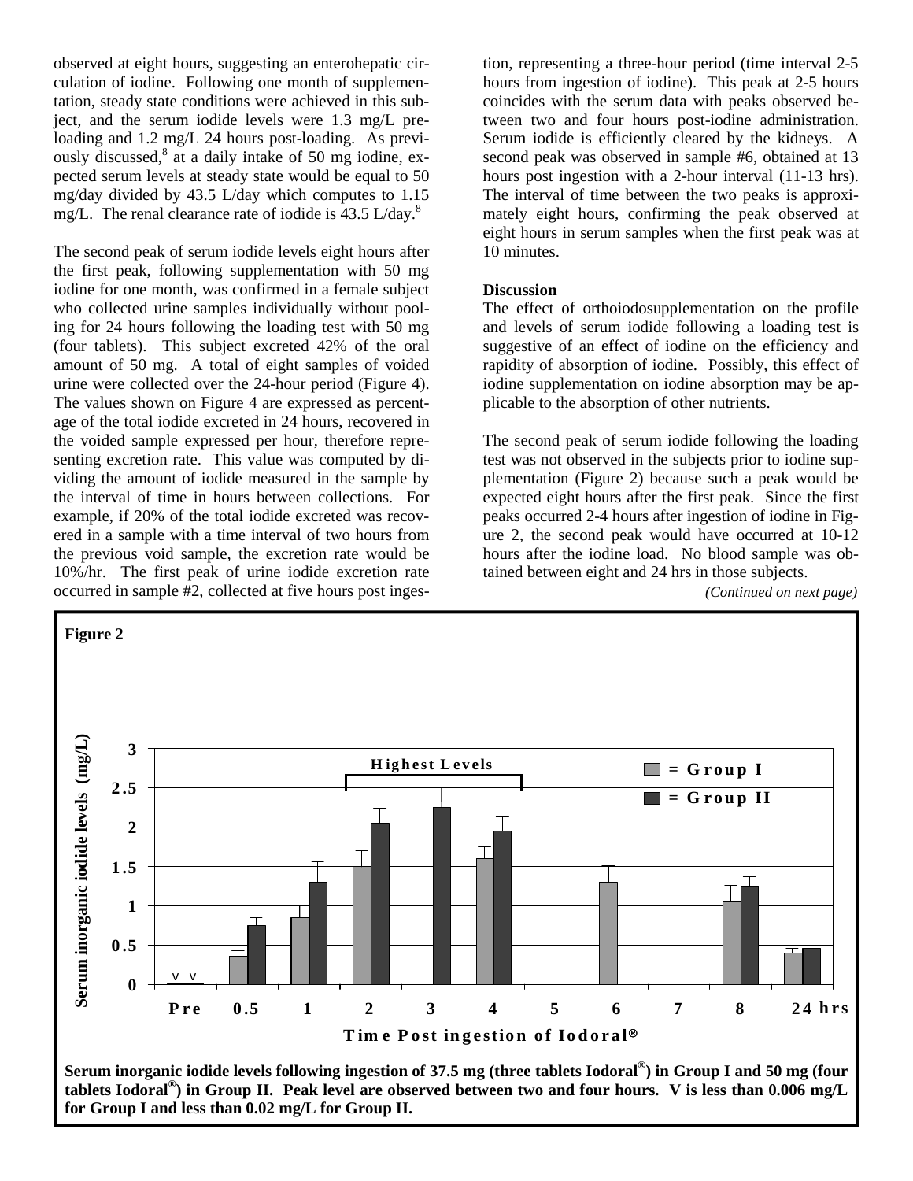observed at eight hours, suggesting an enterohepatic circulation of iodine. Following one month of supplementation, steady state conditions were achieved in this subject, and the serum iodide levels were 1.3 mg/L pre-loading and 1.2 mg/L 24 hours post-loading. As previously discussed,[8] at a daily intake of 50 mg iodine, expected serum levels at steady state would be equal to 50 mg/day divided by 43.5 L/day which computes to 1.15 mg/L. The renal clearance rate of iodide is 43.5 L/day.[8]

The second peak of serum iodide levels eight hours after the first peak, following supplementation with 50 mg iodine for one month, was confirmed in a female subject who collected urine samples individually without pooling for 24 hours following the loading test with 50 mg (four tablets). This subject excreted 42% of the oral amount of 50 mg. A total of eight samples of voided urine were collected over the 24-hour period (Figure 4). The values shown on Figure 4 are expressed as percentage of the total iodide excreted in 24 hours, recovered in the voided sample expressed per hour, therefore representing excretion rate. This value was computed by dividing the amount of iodide measured in the sample by the interval of time in hours between collections. For example, if 20% of the total iodide excreted was recovered in a sample with a time interval of two hours from the previous void sample, the excretion rate would be 10%/hr. The first peak of urine iodide excretion rate occurred in sample #2, collected at five hours post ingestion, representing a three-hour period (time interval 2-5 hours from ingestion of iodine). This peak at 2-5 hours coincides with the serum data with peaks observed between two and four hours post-iodine administration. Serum iodide is efficiently cleared by the kidneys. A second peak was observed in sample #6, obtained at 13 hours post ingestion with a 2-hour interval (11-13 hrs). The interval of time between the two peaks is approximately eight hours, confirming the peak observed at eight hours in serum samples when the first peak was at 10 minutes.

## Discussion

The effect of orthoiodosupplementation on the profile and levels of serum iodide following a loading test is suggestive of an effect of iodine on the efficiency and rapidity of absorption of iodine. Possibly, this effect of iodine supplementation on iodine absorption may be applicable to the absorption of other nutrients.

The second peak of serum iodide following the loading test was not observed in the subjects prior to iodine supplementation (Figure 2) because such a peak would be expected eight hours after the first peak. Since the first peaks occurred 2-4 hours after ingestion of iodine in Figure 2, the second peak would have occurred at 10-12 hours after the iodine load. No blood sample was obtained between eight and 24 hrs in those subjects.

*(Continued on next page)*

**Figure 2**

**Serum inorganic iodide levels following ingestion of 37.5 mg (three tablets Iodoral®) in Group I and 50 mg (four tablets Iodoral®) in Group II. Peak level are observed between two and four hours. V is less than 0.006 mg/L for Group I and less than 0.02 mg/L for Group II.**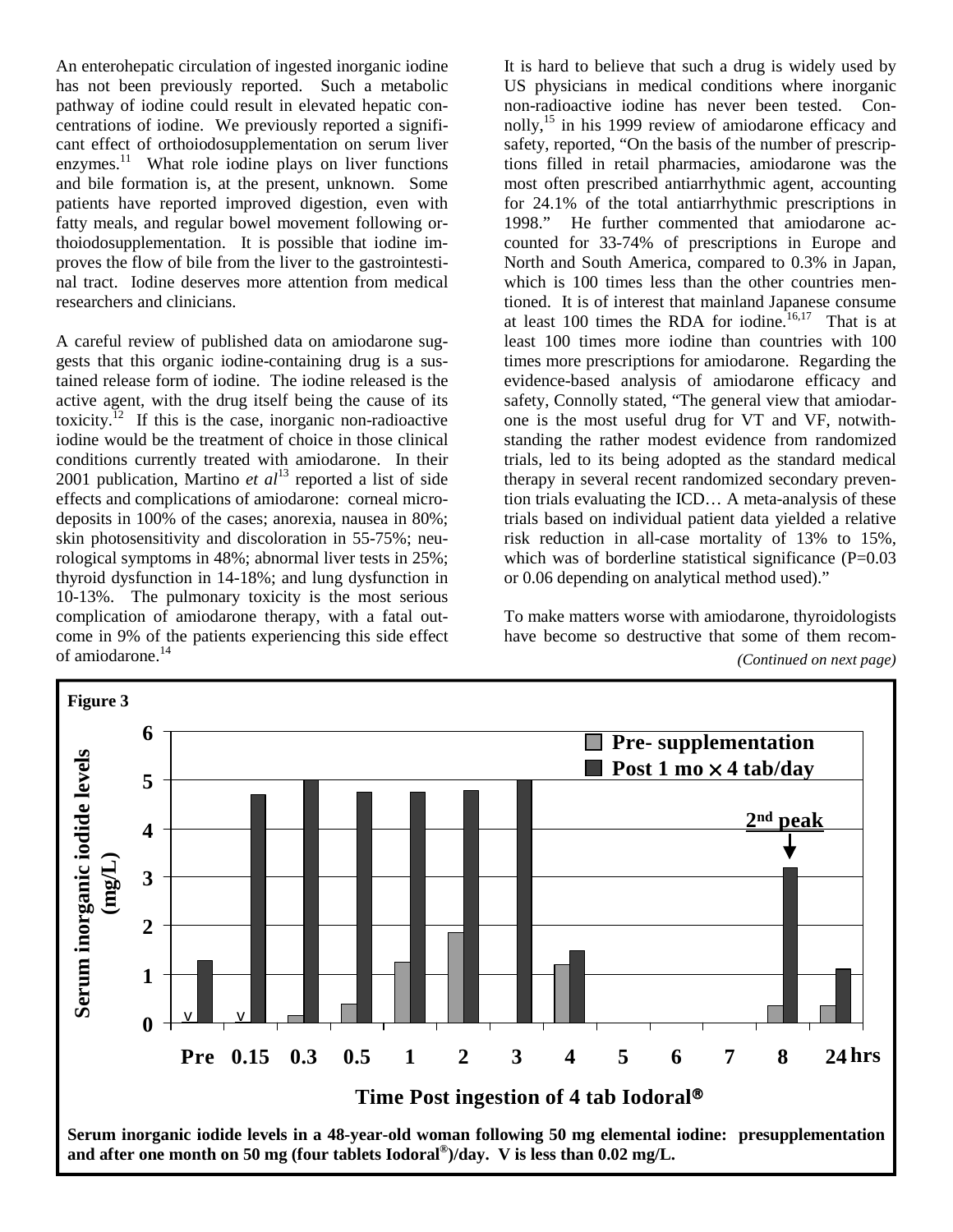An enterohepatic circulation of ingested inorganic iodine has not been previously reported. Such a metabolic pathway of iodine could result in elevated hepatic concentrations of iodine. We previously reported a significant effect of orthoiodosupplementation on serum liver enzymes.[11] What role iodine plays on liver functions and bile formation is, at the present, unknown. Some patients have reported improved digestion, even with fatty meals, and regular bowel movement following orthoiodosupplementation. It is possible that iodine improves the flow of bile from the liver to the gastrointestinal tract. Iodine deserves more attention from medical researchers and clinicians.

A careful review of published data on amiodarone suggests that this organic iodine-containing drug is a sustained release form of iodine. The iodine released is the active agent, with the drug itself being the cause of its toxicity.[12] If this is the case, inorganic non-radioactive iodine would be the treatment of choice in those clinical conditions currently treated with amiodarone. In their 2001 publication, Martino *et al*[13] reported a list of side effects and complications of amiodarone: corneal microdeposits in 100% of the cases; anorexia, nausea in 80%; skin photosensitivity and discoloration in 55-75%; neurological symptoms in 48%; abnormal liver tests in 25%; thyroid dysfunction in 14-18%; and lung dysfunction in 10-13%. The pulmonary toxicity is the most serious complication of amiodarone therapy, with a fatal outcome in 9% of the patients experiencing this side effect of amiodarone.[14]

It is hard to believe that such a drug is widely used by US physicians in medical conditions where inorganic non-radioactive iodine has never been tested. Connolly,[15] in his 1999 review of amiodarone efficacy and safety, reported, "On the basis of the number of prescriptions filled in retail pharmacies, amiodarone was the most often prescribed antiarrhythmic agent, accounting for 24.1% of the total antiarrhythmic prescriptions in 1998." He further commented that amiodarone accounted for 33-74% of prescriptions in Europe and North and South America, compared to 0.3% in Japan, which is 100 times less than the other countries mentioned. It is of interest that mainland Japanese consume at least 100 times the RDA for iodine.[16,17] That is at least 100 times more iodine than countries with 100 times more prescriptions for amiodarone. Regarding the evidence-based analysis of amiodarone efficacy and safety, Connolly stated, "The general view that amiodarone is the most useful drug for VT and VF, notwithstanding the rather modest evidence from randomized trials, led to its being adopted as the standard medical therapy in several recent randomized secondary prevention trials evaluating the ICD… A meta-analysis of these trials based on individual patient data yielded a relative risk reduction in all-case mortality of 13% to 15%, which was of borderline statistical significance (P=0.03 or 0.06 depending on analytical method used)."

To make matters worse with amiodarone, thyroidologists have become so destructive that some of them recom-

*(Continued on next page)*

**Figure 3**

**Serum inorganic iodide levels in a 48-year-old woman following 50 mg elemental iodine: presupplementation and after one month on 50 mg (four tablets Iodoral®)/day. V is less than 0.02 mg/L.**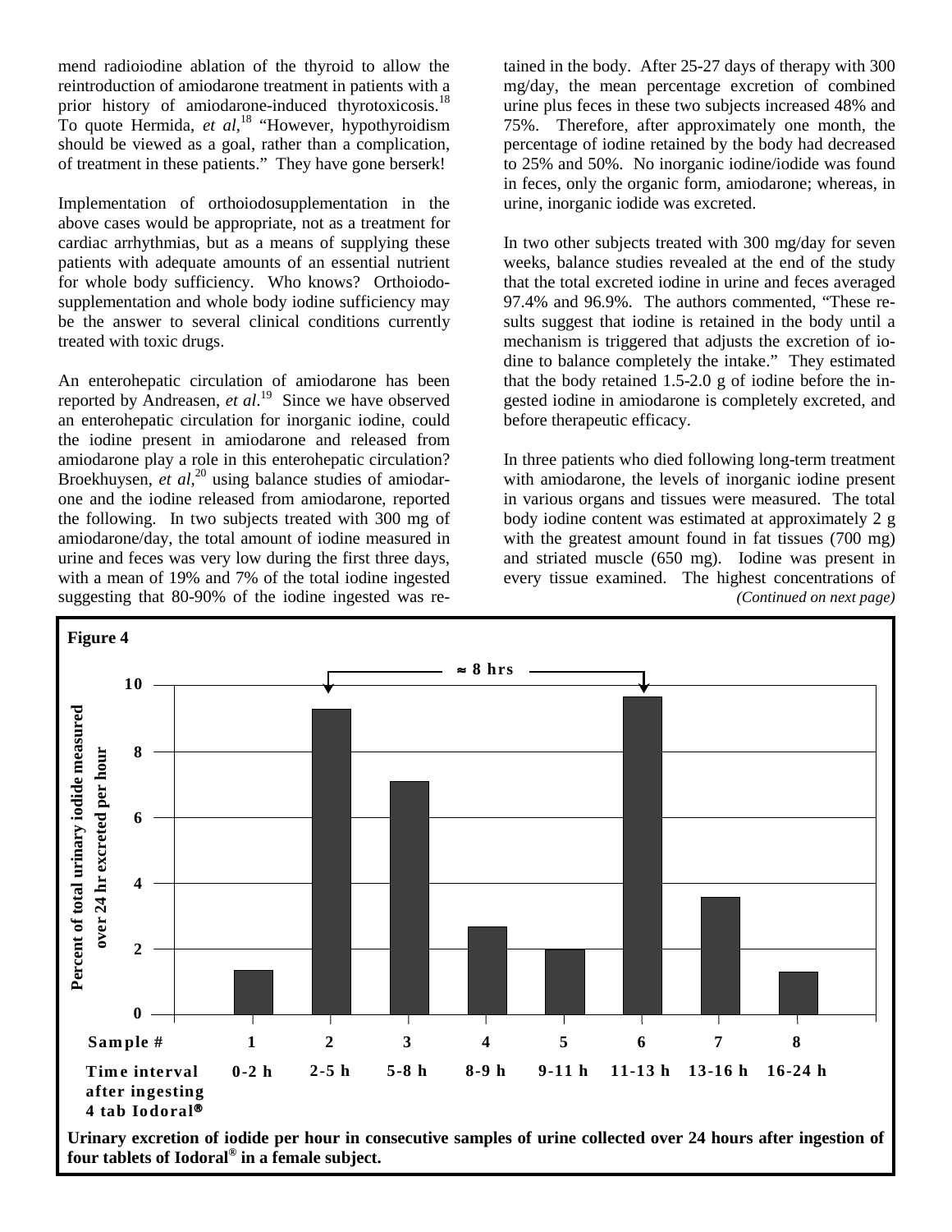mend radioiodine ablation of the thyroid to allow the reintroduction of amiodarone treatment in patients with a prior history of amiodarone-induced thyrotoxicosis.[18] To quote Hermida, *et al*,[18] "However, hypothyroidism should be viewed as a goal, rather than a complication, of treatment in these patients." They have gone berserk!

Implementation of orthoiodosupplementation in the above cases would be appropriate, not as a treatment for cardiac arrhythmias, but as a means of supplying these patients with adequate amounts of an essential nutrient for whole body sufficiency. Who knows? Orthoiodosupplementation and whole body iodine sufficiency may be the answer to several clinical conditions currently treated with toxic drugs.

An enterohepatic circulation of amiodarone has been reported by Andreasen, *et al*.[19] Since we have observed an enterohepatic circulation for inorganic iodine, could the iodine present in amiodarone and released from amiodarone play a role in this enterohepatic circulation? Broekhuysen, *et al*,[20] using balance studies of amiodarone and the iodine released from amiodarone, reported the following. In two subjects treated with 300 mg of amiodarone/day, the total amount of iodine measured in urine and feces was very low during the first three days, with a mean of 19% and 7% of the total iodine ingested suggesting that 80-90% of the iodine ingested was retained in the body. After 25-27 days of therapy with 300 mg/day, the mean percentage excretion of combined urine plus feces in these two subjects increased 48% and 75%. Therefore, after approximately one month, the percentage of iodine retained by the body had decreased to 25% and 50%. No inorganic iodine/iodide was found in feces, only the organic form, amiodarone; whereas, in urine, inorganic iodide was excreted.

In two other subjects treated with 300 mg/day for seven weeks, balance studies revealed at the end of the study that the total excreted iodine in urine and feces averaged 97.4% and 96.9%. The authors commented, "These results suggest that iodine is retained in the body until a mechanism is triggered that adjusts the excretion of iodine to balance completely the intake." They estimated that the body retained 1.5-2.0 g of iodine before the ingested iodine in amiodarone is completely excreted, and before therapeutic efficacy.

In three patients who died following long-term treatment with amiodarone, the levels of inorganic iodine present in various organs and tissues were measured. The total body iodine content was estimated at approximately 2 g with the greatest amount found in fat tissues (700 mg) and striated muscle (650 mg). Iodine was present in every tissue examined. The highest concentrations of

*(Continued on next page)*

**Figure 4**

| Sample # | 1 | 2 | 3 | 4 | 5 | 6 | 7 | 8 |
|---|---|---|---|---|---|---|---|---|
| Time interval after ingesting 4 tab Iodoral® | 0-2 h | 2-5 h | 5-8 h | 8-9 h | 9-11 h | 11-13 h | 13-16 h | 16-24 h |

Y-axis: Percent of total urinary iodide measured over 24 hr excreted per hour (0–10). Peaks at samples 2 and 6, separated by ≈ 8 hrs.

**Urinary excretion of iodide per hour in consecutive samples of urine collected over 24 hours after ingestion of four tablets of Iodoral® in a female subject.**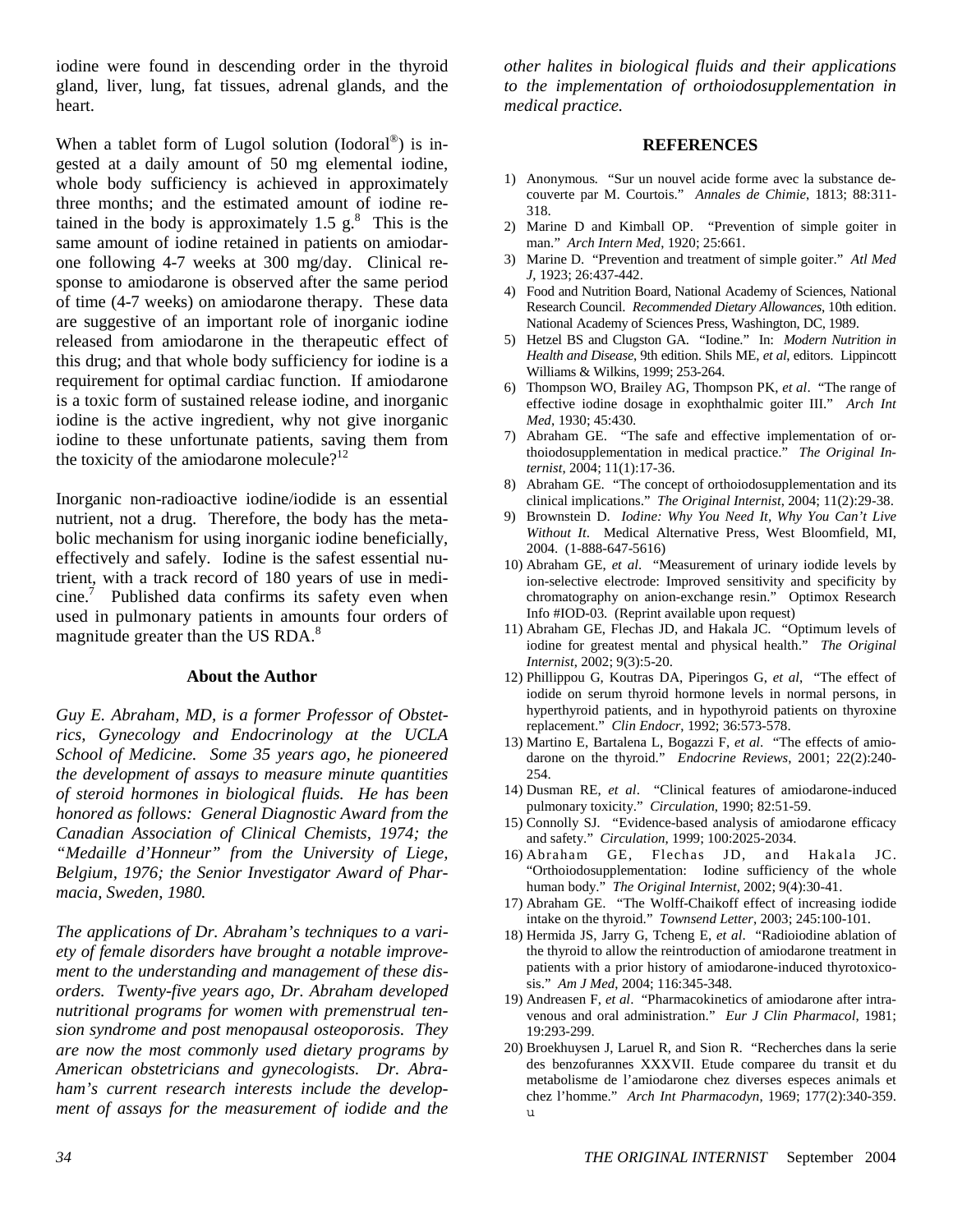iodine were found in descending order in the thyroid gland, liver, lung, fat tissues, adrenal glands, and the heart.

When a tablet form of Lugol solution (Iodoral®) is ingested at a daily amount of 50 mg elemental iodine, whole body sufficiency is achieved in approximately three months; and the estimated amount of iodine retained in the body is approximately 1.5 g.[8] This is the same amount of iodine retained in patients on amiodarone following 4-7 weeks at 300 mg/day. Clinical response to amiodarone is observed after the same period of time (4-7 weeks) on amiodarone therapy. These data are suggestive of an important role of inorganic iodine released from amiodarone in the therapeutic effect of this drug; and that whole body sufficiency for iodine is a requirement for optimal cardiac function. If amiodarone is a toxic form of sustained release iodine, and inorganic iodine is the active ingredient, why not give inorganic iodine to these unfortunate patients, saving them from the toxicity of the amiodarone molecule?[12]

Inorganic non-radioactive iodine/iodide is an essential nutrient, not a drug. Therefore, the body has the metabolic mechanism for using inorganic iodine beneficially, effectively and safely. Iodine is the safest essential nutrient, with a track record of 180 years of use in medicine.[7] Published data confirms its safety even when used in pulmonary patients in amounts four orders of magnitude greater than the US RDA.[8]

### About the Author

*Guy E. Abraham, MD, is a former Professor of Obstetrics, Gynecology and Endocrinology at the UCLA School of Medicine. Some 35 years ago, he pioneered the development of assays to measure minute quantities of steroid hormones in biological fluids. He has been honored as follows: General Diagnostic Award from the Canadian Association of Clinical Chemists, 1974; the "Medaille d'Honneur" from the University of Liege, Belgium, 1976; the Senior Investigator Award of Pharmacia, Sweden, 1980.*

*The applications of Dr. Abraham's techniques to a variety of female disorders have brought a notable improvement to the understanding and management of these disorders. Twenty-five years ago, Dr. Abraham developed nutritional programs for women with premenstrual tension syndrome and post menopausal osteoporosis. They are now the most commonly used dietary programs by American obstetricians and gynecologists. Dr. Abraham's current research interests include the development of assays for the measurement of iodide and the other halites in biological fluids and their applications to the implementation of orthoiodosupplementation in medical practice.*

### REFERENCES

1) Anonymous. "Sur un nouvel acide forme avec la substance decouverte par M. Courtois." *Annales de Chimie*, 1813; 88:311-318.
2) Marine D and Kimball OP. "Prevention of simple goiter in man." *Arch Intern Med*, 1920; 25:661.
3) Marine D. "Prevention and treatment of simple goiter." *Atl Med J*, 1923; 26:437-442.
4) Food and Nutrition Board, National Academy of Sciences, National Research Council. *Recommended Dietary Allowances*, 10th edition. National Academy of Sciences Press, Washington, DC, 1989.
5) Hetzel BS and Clugston GA. "Iodine." In: *Modern Nutrition in Health and Disease*, 9th edition. Shils ME, *et al*, editors. Lippincott Williams & Wilkins, 1999; 253-264.
6) Thompson WO, Brailey AG, Thompson PK, *et al*. "The range of effective iodine dosage in exophthalmic goiter III." *Arch Int Med*, 1930; 45:430.
7) Abraham GE. "The safe and effective implementation of orthoiodosupplementation in medical practice." *The Original Internist*, 2004; 11(1):17-36.
8) Abraham GE. "The concept of orthoiodosupplementation and its clinical implications." *The Original Internist*, 2004; 11(2):29-38.
9) Brownstein D. *Iodine: Why You Need It, Why You Can't Live Without It*. Medical Alternative Press, West Bloomfield, MI, 2004. (1-888-647-5616)
10) Abraham GE, *et al*. "Measurement of urinary iodide levels by ion-selective electrode: Improved sensitivity and specificity by chromatography on anion-exchange resin." Optimox Research Info #IOD-03. (Reprint available upon request)
11) Abraham GE, Flechas JD, and Hakala JC. "Optimum levels of iodine for greatest mental and physical health." *The Original Internist*, 2002; 9(3):5-20.
12) Phillippou G, Koutras DA, Piperingos G, *et al*, "The effect of iodide on serum thyroid hormone levels in normal persons, in hyperthyroid patients, and in hypothyroid patients on thyroxine replacement." *Clin Endocr*, 1992; 36:573-578.
13) Martino E, Bartalena L, Bogazzi F, *et al*. "The effects of amiodarone on the thyroid." *Endocrine Reviews*, 2001; 22(2):240-254.
14) Dusman RE, *et al*. "Clinical features of amiodarone-induced pulmonary toxicity." *Circulation*, 1990; 82:51-59.
15) Connolly SJ. "Evidence-based analysis of amiodarone efficacy and safety." *Circulation*, 1999; 100:2025-2034.
16) Abraham GE, Flechas JD, and Hakala JC. "Orthoiodosupplementation: Iodine sufficiency of the whole human body." *The Original Internist*, 2002; 9(4):30-41.
17) Abraham GE. "The Wolff-Chaikoff effect of increasing iodide intake on the thyroid." *Townsend Letter*, 2003; 245:100-101.
18) Hermida JS, Jarry G, Tcheng E, *et al*. "Radioiodine ablation of the thyroid to allow the reintroduction of amiodarone treatment in patients with a prior history of amiodarone-induced thyrotoxicosis." *Am J Med*, 2004; 116:345-348.
19) Andreasen F, *et al*. "Pharmacokinetics of amiodarone after intravenous and oral administration." *Eur J Clin Pharmacol*, 1981; 19:293-299.
20) Broekhuysen J, Laruel R, and Sion R. "Recherches dans la serie des benzofurannes XXXVII. Etude comparee du transit et du metabolisme de l'amiodarone chez diverses especes animals et chez l'homme." *Arch Int Pharmacodyn*, 1969; 177(2):340-359.